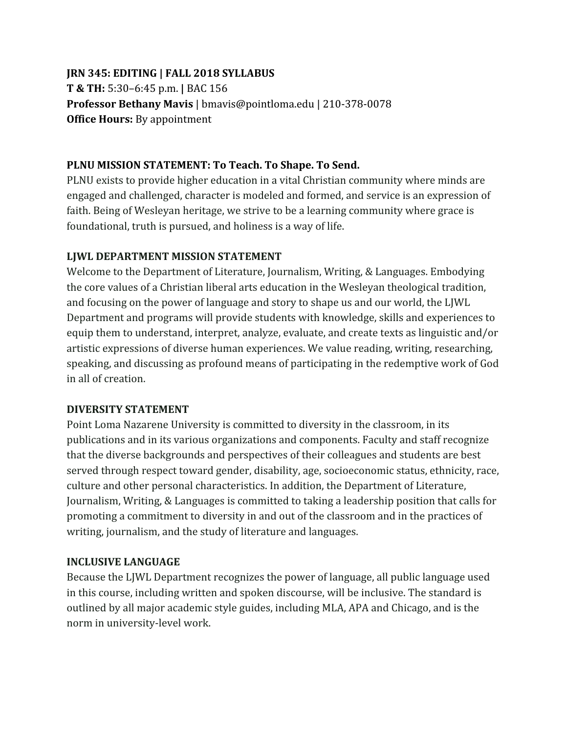**JRN 345: EDITING | FALL 2018 SYLLABUS**
**T & TH:** 5:30–6:45 p.m. **|** BAC 156
**Professor Bethany Mavis** | bmavis@pointloma.edu | 210-378-0078
**Office Hours:** By appointment

## PLNU MISSION STATEMENT: To Teach. To Shape. To Send.

PLNU exists to provide higher education in a vital Christian community where minds are engaged and challenged, character is modeled and formed, and service is an expression of faith. Being of Wesleyan heritage, we strive to be a learning community where grace is foundational, truth is pursued, and holiness is a way of life.

## LJWL DEPARTMENT MISSION STATEMENT

Welcome to the Department of Literature, Journalism, Writing, & Languages. Embodying the core values of a Christian liberal arts education in the Wesleyan theological tradition, and focusing on the power of language and story to shape us and our world, the LJWL Department and programs will provide students with knowledge, skills and experiences to equip them to understand, interpret, analyze, evaluate, and create texts as linguistic and/or artistic expressions of diverse human experiences. We value reading, writing, researching, speaking, and discussing as profound means of participating in the redemptive work of God in all of creation.

## DIVERSITY STATEMENT

Point Loma Nazarene University is committed to diversity in the classroom, in its publications and in its various organizations and components. Faculty and staff recognize that the diverse backgrounds and perspectives of their colleagues and students are best served through respect toward gender, disability, age, socioeconomic status, ethnicity, race, culture and other personal characteristics. In addition, the Department of Literature, Journalism, Writing, & Languages is committed to taking a leadership position that calls for promoting a commitment to diversity in and out of the classroom and in the practices of writing, journalism, and the study of literature and languages.

## INCLUSIVE LANGUAGE

Because the LJWL Department recognizes the power of language, all public language used in this course, including written and spoken discourse, will be inclusive. The standard is outlined by all major academic style guides, including MLA, APA and Chicago, and is the norm in university-level work.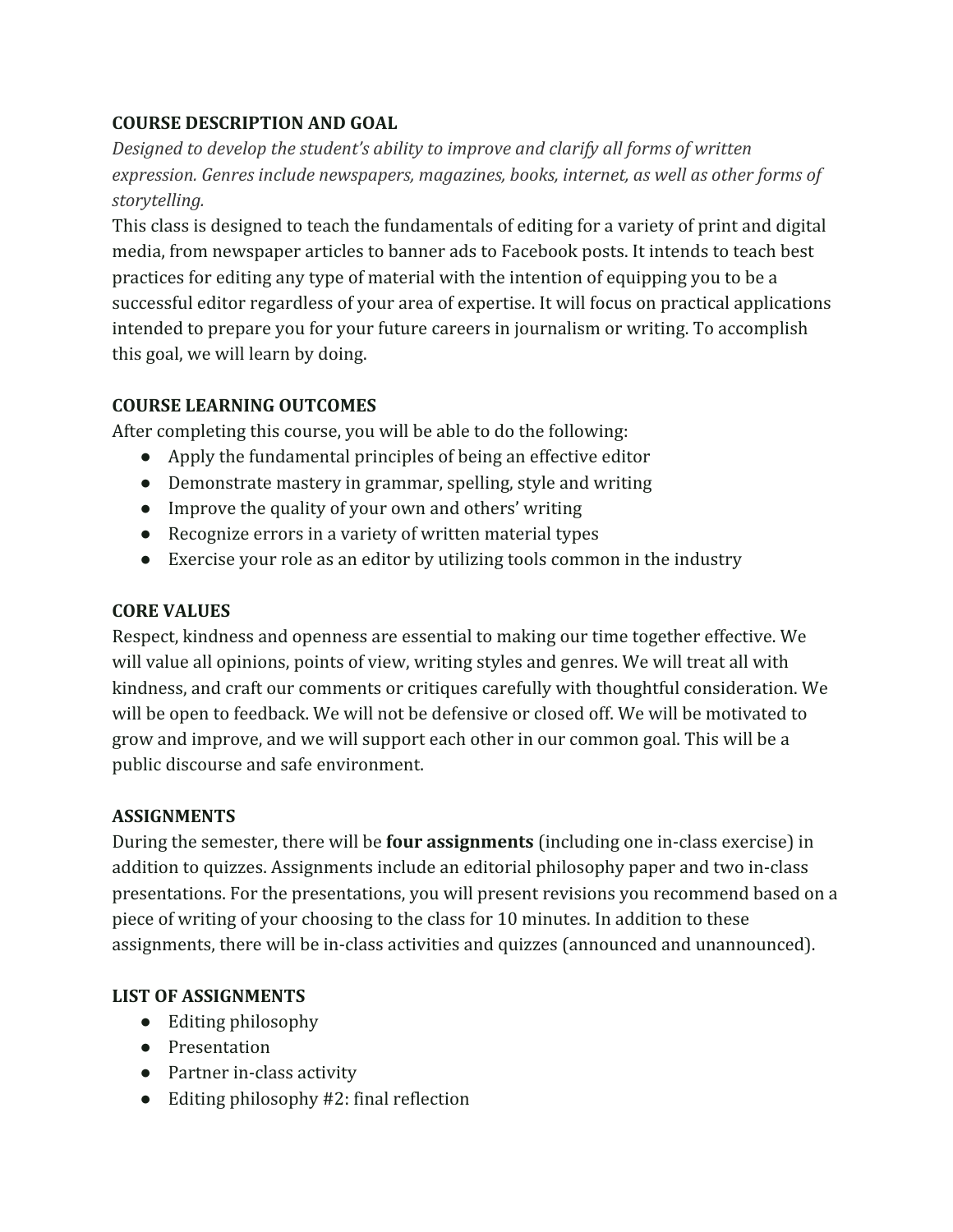**COURSE DESCRIPTION AND GOAL**

*Designed to develop the student's ability to improve and clarify all forms of written expression. Genres include newspapers, magazines, books, internet, as well as other forms of storytelling.*

This class is designed to teach the fundamentals of editing for a variety of print and digital media, from newspaper articles to banner ads to Facebook posts. It intends to teach best practices for editing any type of material with the intention of equipping you to be a successful editor regardless of your area of expertise. It will focus on practical applications intended to prepare you for your future careers in journalism or writing. To accomplish this goal, we will learn by doing.

**COURSE LEARNING OUTCOMES**

After completing this course, you will be able to do the following:

- Apply the fundamental principles of being an effective editor
- Demonstrate mastery in grammar, spelling, style and writing
- Improve the quality of your own and others' writing
- Recognize errors in a variety of written material types
- Exercise your role as an editor by utilizing tools common in the industry

**CORE VALUES**

Respect, kindness and openness are essential to making our time together effective. We will value all opinions, points of view, writing styles and genres. We will treat all with kindness, and craft our comments or critiques carefully with thoughtful consideration. We will be open to feedback. We will not be defensive or closed off. We will be motivated to grow and improve, and we will support each other in our common goal. This will be a public discourse and safe environment.

**ASSIGNMENTS**

During the semester, there will be **four assignments** (including one in-class exercise) in addition to quizzes. Assignments include an editorial philosophy paper and two in-class presentations. For the presentations, you will present revisions you recommend based on a piece of writing of your choosing to the class for 10 minutes. In addition to these assignments, there will be in-class activities and quizzes (announced and unannounced).

**LIST OF ASSIGNMENTS**

- Editing philosophy
- Presentation
- Partner in-class activity
- Editing philosophy #2: final reflection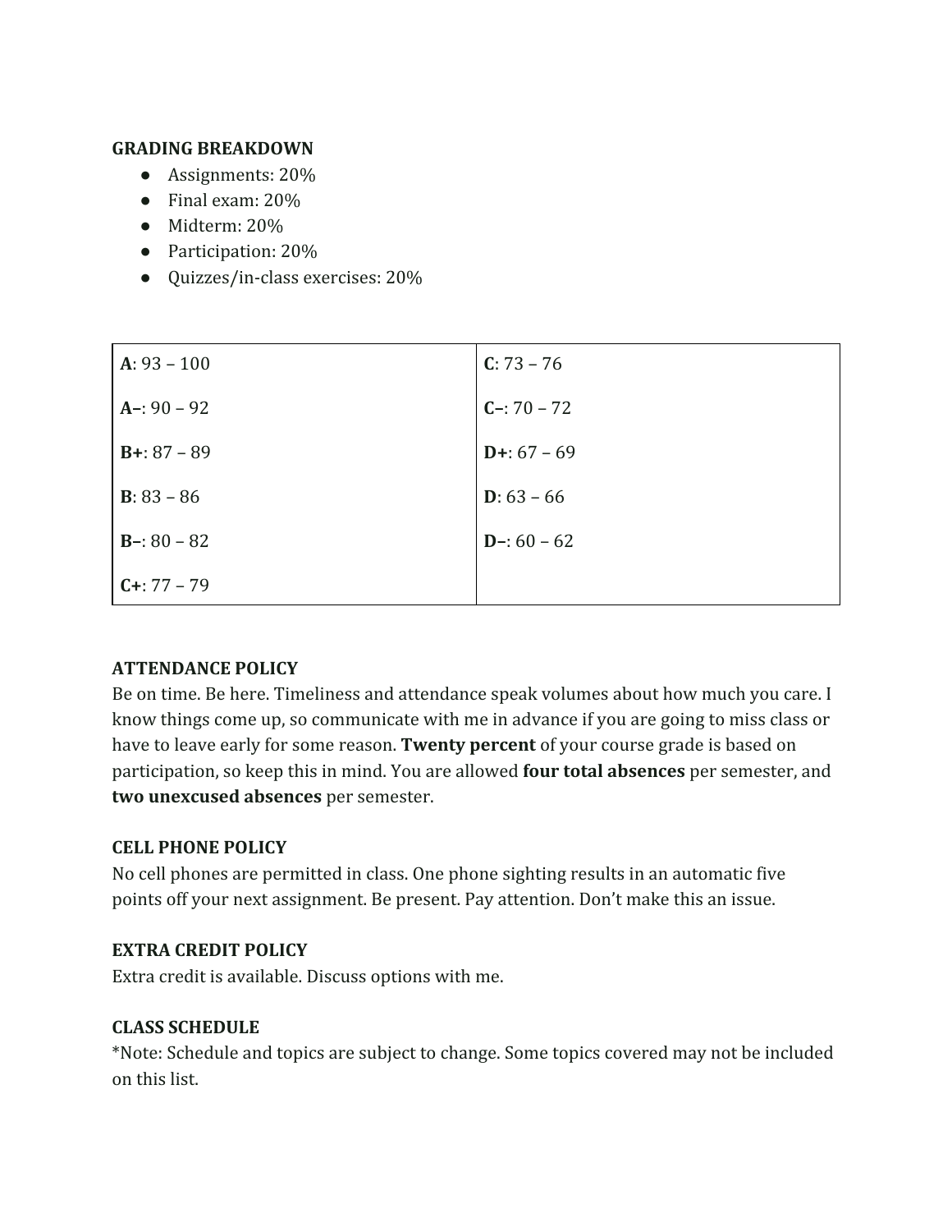**GRADING BREAKDOWN**

- Assignments: 20%
- Final exam: 20%
- Midterm: 20%
- Participation: 20%
- Quizzes/in-class exercises: 20%

| | |
|---|---|
| **A**: 93 – 100 | **C**: 73 – 76 |
| **A–**: 90 – 92 | **C–**: 70 – 72 |
| **B+**: 87 – 89 | **D+**: 67 – 69 |
| **B**: 83 – 86 | **D**: 63 – 66 |
| **B–**: 80 – 82 | **D–**: 60 – 62 |
| **C+**: 77 – 79 | |

**ATTENDANCE POLICY**

Be on time. Be here. Timeliness and attendance speak volumes about how much you care. I know things come up, so communicate with me in advance if you are going to miss class or have to leave early for some reason. **Twenty percent** of your course grade is based on participation, so keep this in mind. You are allowed **four total absences** per semester, and **two unexcused absences** per semester.

**CELL PHONE POLICY**

No cell phones are permitted in class. One phone sighting results in an automatic five points off your next assignment. Be present. Pay attention. Don't make this an issue.

**EXTRA CREDIT POLICY**

Extra credit is available. Discuss options with me.

**CLASS SCHEDULE**

*Note: Schedule and topics are subject to change. Some topics covered may not be included on this list.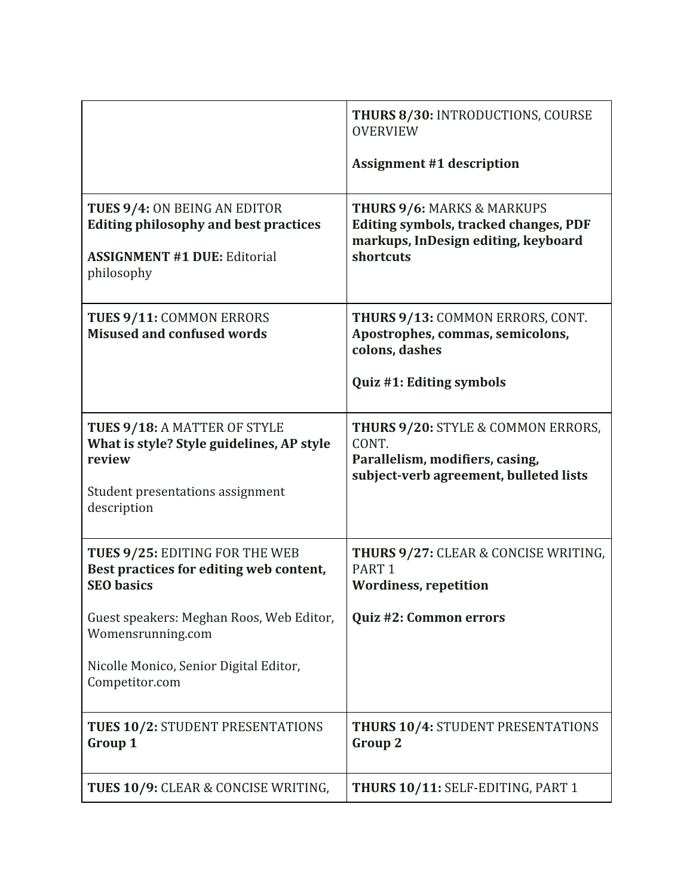| | |
|---|---|
| | **THURS 8/30:** INTRODUCTIONS, COURSE OVERVIEW<br><br>**Assignment #1 description** |
| **TUES 9/4:** ON BEING AN EDITOR<br>**Editing philosophy and best practices**<br><br>**ASSIGNMENT #1 DUE:** Editorial philosophy | **THURS 9/6:** MARKS & MARKUPS<br>**Editing symbols, tracked changes, PDF markups, InDesign editing, keyboard shortcuts** |
| **TUES 9/11:** COMMON ERRORS<br>**Misused and confused words** | **THURS 9/13:** COMMON ERRORS, CONT.<br>**Apostrophes, commas, semicolons, colons, dashes**<br><br>**Quiz #1: Editing symbols** |
| **TUES 9/18:** A MATTER OF STYLE<br>**What is style? Style guidelines, AP style review**<br><br>Student presentations assignment description | **THURS 9/20:** STYLE & COMMON ERRORS, CONT.<br>**Parallelism, modifiers, casing, subject-verb agreement, bulleted lists** |
| **TUES 9/25:** EDITING FOR THE WEB<br>**Best practices for editing web content, SEO basics**<br><br>Guest speakers: Meghan Roos, Web Editor, Womensrunning.com<br><br>Nicolle Monico, Senior Digital Editor, Competitor.com | **THURS 9/27:** CLEAR & CONCISE WRITING, PART 1<br>**Wordiness, repetition**<br><br>**Quiz #2: Common errors** |
| **TUES 10/2:** STUDENT PRESENTATIONS<br>**Group 1** | **THURS 10/4:** STUDENT PRESENTATIONS<br>**Group 2** |
| **TUES 10/9:** CLEAR & CONCISE WRITING, | **THURS 10/11:** SELF-EDITING, PART 1 |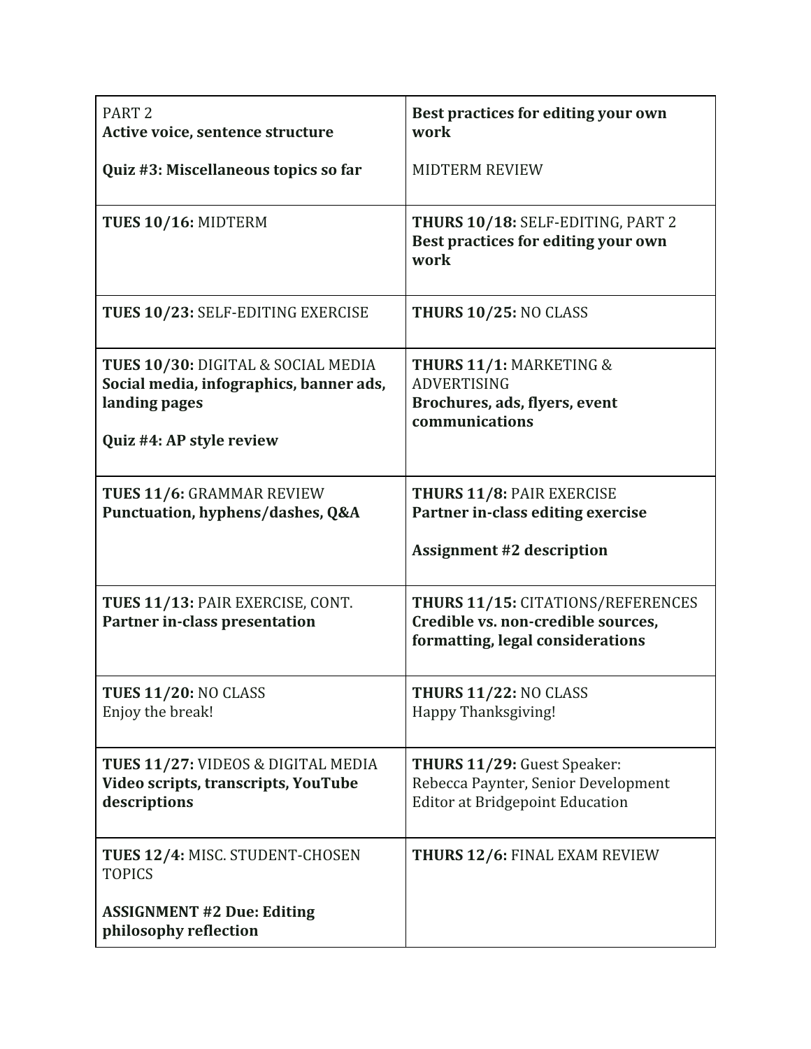| | |
|---|---|
| PART 2<br>**Active voice, sentence structure**<br><br>**Quiz #3: Miscellaneous topics so far** | **Best practices for editing your own work**<br><br>MIDTERM REVIEW |
| **TUES 10/16:** MIDTERM | **THURS 10/18:** SELF-EDITING, PART 2<br>**Best practices for editing your own work** |
| **TUES 10/23:** SELF-EDITING EXERCISE | **THURS 10/25:** NO CLASS |
| **TUES 10/30:** DIGITAL & SOCIAL MEDIA<br>**Social media, infographics, banner ads, landing pages**<br><br>**Quiz #4: AP style review** | **THURS 11/1:** MARKETING & ADVERTISING<br>**Brochures, ads, flyers, event communications** |
| **TUES 11/6:** GRAMMAR REVIEW<br>**Punctuation, hyphens/dashes, Q&A** | **THURS 11/8:** PAIR EXERCISE<br>**Partner in-class editing exercise**<br><br>**Assignment #2 description** |
| **TUES 11/13:** PAIR EXERCISE, CONT.<br>**Partner in-class presentation** | **THURS 11/15:** CITATIONS/REFERENCES<br>**Credible vs. non-credible sources, formatting, legal considerations** |
| **TUES 11/20:** NO CLASS<br>Enjoy the break! | **THURS 11/22:** NO CLASS<br>Happy Thanksgiving! |
| **TUES 11/27:** VIDEOS & DIGITAL MEDIA<br>**Video scripts, transcripts, YouTube descriptions** | **THURS 11/29:** Guest Speaker:<br>Rebecca Paynter, Senior Development Editor at Bridgepoint Education |
| **TUES 12/4:** MISC. STUDENT-CHOSEN TOPICS<br><br>**ASSIGNMENT #2 Due: Editing philosophy reflection** | **THURS 12/6:** FINAL EXAM REVIEW |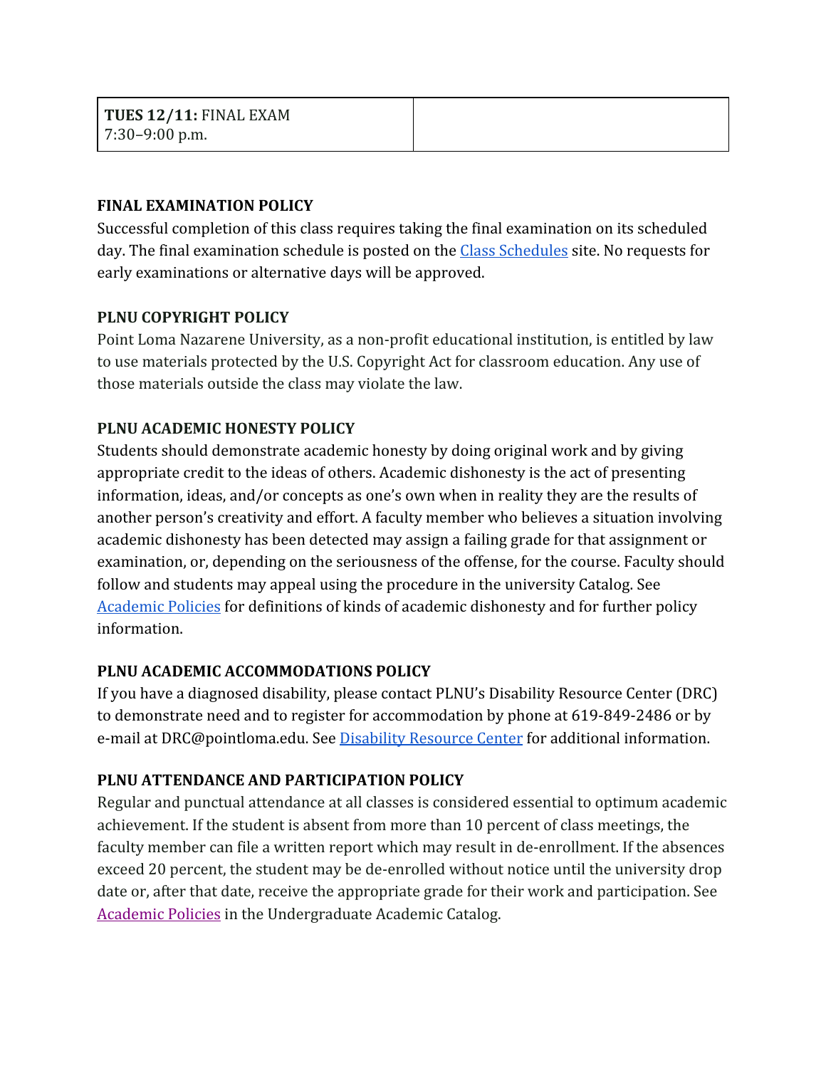| | |
|---|---|
| **TUES 12/11:** FINAL EXAM<br>7:30–9:00 p.m. | |

**FINAL EXAMINATION POLICY**

Successful completion of this class requires taking the final examination on its scheduled day. The final examination schedule is posted on the Class Schedules site. No requests for early examinations or alternative days will be approved.

**PLNU COPYRIGHT POLICY**

Point Loma Nazarene University, as a non-profit educational institution, is entitled by law to use materials protected by the U.S. Copyright Act for classroom education. Any use of those materials outside the class may violate the law.

**PLNU ACADEMIC HONESTY POLICY**

Students should demonstrate academic honesty by doing original work and by giving appropriate credit to the ideas of others. Academic dishonesty is the act of presenting information, ideas, and/or concepts as one's own when in reality they are the results of another person's creativity and effort. A faculty member who believes a situation involving academic dishonesty has been detected may assign a failing grade for that assignment or examination, or, depending on the seriousness of the offense, for the course. Faculty should follow and students may appeal using the procedure in the university Catalog. See Academic Policies for definitions of kinds of academic dishonesty and for further policy information.

**PLNU ACADEMIC ACCOMMODATIONS POLICY**

If you have a diagnosed disability, please contact PLNU's Disability Resource Center (DRC) to demonstrate need and to register for accommodation by phone at 619-849-2486 or by e-mail at DRC@pointloma.edu. See Disability Resource Center for additional information.

**PLNU ATTENDANCE AND PARTICIPATION POLICY**

Regular and punctual attendance at all classes is considered essential to optimum academic achievement. If the student is absent from more than 10 percent of class meetings, the faculty member can file a written report which may result in de-enrollment. If the absences exceed 20 percent, the student may be de-enrolled without notice until the university drop date or, after that date, receive the appropriate grade for their work and participation. See Academic Policies in the Undergraduate Academic Catalog.